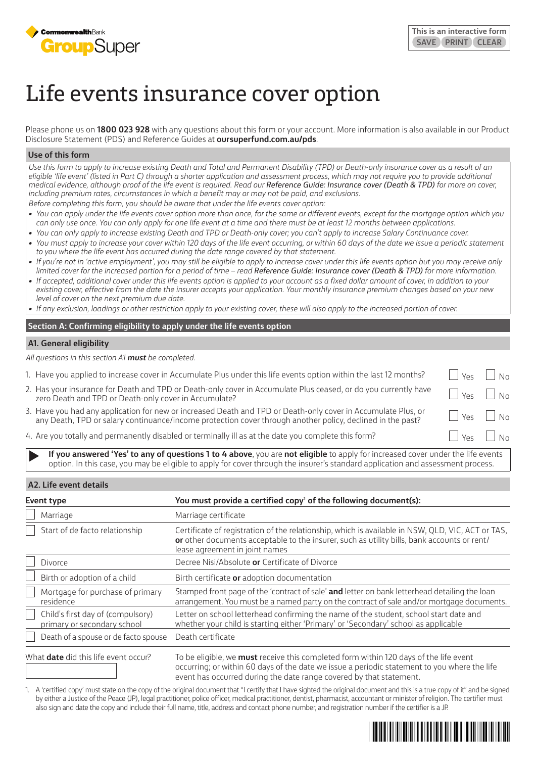CommonwealthBank GroupSuper

This is an interactive form
SAVE PRINT CLEAR

# Life events insurance cover option

Please phone us on **1800 023 928** with any questions about this form or your account. More information is also available in our Product Disclosure Statement (PDS) and Reference Guides at **oursuperfund.com.au/pds**.

## Use of this form

*Use this form to apply to increase existing Death and Total and Permanent Disability (TPD) or Death-only insurance cover as a result of an eligible 'life event' (listed in Part C) through a shorter application and assessment process, which may not require you to provide additional medical evidence, although proof of the life event is required. Read our* ***Reference Guide: Insurance cover (Death & TPD)*** *for more on cover, including premium rates, circumstances in which a benefit may or may not be paid, and exclusions.*

*Before completing this form, you should be aware that under the life events cover option:*

- *You can apply under the life events cover option more than once, for the same or different events, except for the mortgage option which you can only use once. You can only apply for one life event at a time and there must be at least 12 months between applications.*
- *You can only apply to increase existing Death and TPD or Death-only cover; you can't apply to increase Salary Continuance cover.*
- *You must apply to increase your cover within 120 days of the life event occurring, or within 60 days of the date we issue a periodic statement to you where the life event has occurred during the date range covered by that statement.*
- *If you're not in 'active employment', you may still be eligible to apply to increase cover under this life events option but you may receive only limited cover for the increased portion for a period of time – read* ***Reference Guide: Insurance cover (Death & TPD)*** *for more information.*
- *If accepted, additional cover under this life events option is applied to your account as a fixed dollar amount of cover, in addition to your existing cover, effective from the date the insurer accepts your application. Your monthly insurance premium changes based on your new level of cover on the next premium due date.*
- *If any exclusion, loadings or other restriction apply to your existing cover, these will also apply to the increased portion of cover.*

## Section A: Confirming eligibility to apply under the life events option

### A1. General eligibility

*All questions in this section A1* ***must*** *be completed.*

| Question | Yes | No |
|---|---|---|
| 1. Have you applied to increase cover in Accumulate Plus under this life events option within the last 12 months? | ☐ Yes | ☐ No |
| 2. Has your insurance for Death and TPD or Death-only cover in Accumulate Plus ceased, or do you currently have zero Death and TPD or Death-only cover in Accumulate? | ☐ Yes | ☐ No |
| 3. Have you had any application for new or increased Death and TPD or Death-only cover in Accumulate Plus, or any Death, TPD or salary continuance/income protection cover through another policy, declined in the past? | ☐ Yes | ☐ No |
| 4. Are you totally and permanently disabled or terminally ill as at the date you complete this form? | ☐ Yes | ☐ No |

▶ **If you answered 'Yes' to any of questions 1 to 4 above**, you are **not eligible** to apply for increased cover under the life events option. In this case, you may be eligible to apply for cover through the insurer's standard application and assessment process.

### A2. Life event details

| Event type | You must provide a certified copy[1] of the following document(s): |
|---|---|
| ☐ Marriage | Marriage certificate |
| ☐ Start of de facto relationship | Certificate of registration of the relationship, which is available in NSW, QLD, VIC, ACT or TAS, **or** other documents acceptable to the insurer, such as utility bills, bank accounts or rent/lease agreement in joint names |
| ☐ Divorce | Decree Nisi/Absolute **or** Certificate of Divorce |
| ☐ Birth or adoption of a child | Birth certificate **or** adoption documentation |
| ☐ Mortgage for purchase of primary residence | Stamped front page of the 'contract of sale' **and** letter on bank letterhead detailing the loan arrangement. You must be a named party on the contract of sale and/or mortgage documents. |
| ☐ Child's first day of (compulsory) primary or secondary school | Letter on school letterhead confirming the name of the student, school start date and whether your child is starting either 'Primary' or 'Secondary' school as applicable |
| ☐ Death of a spouse or de facto spouse | Death certificate |

What **date** did this life event occur? ________

To be eligible, we **must** receive this completed form within 120 days of the life event occurring; or within 60 days of the date we issue a periodic statement to you where the life event has occurred during the date range covered by that statement.

1. A 'certified copy' must state on the copy of the original document that "I certify that I have sighted the original document and this is a true copy of it" and be signed by either a Justice of the Peace (JP), legal practitioner, police officer, medical practitioner, dentist, pharmacist, accountant or minister of religion. The certifier must also sign and date the copy and include their full name, title, address and contact phone number, and registration number if the certifier is a JP.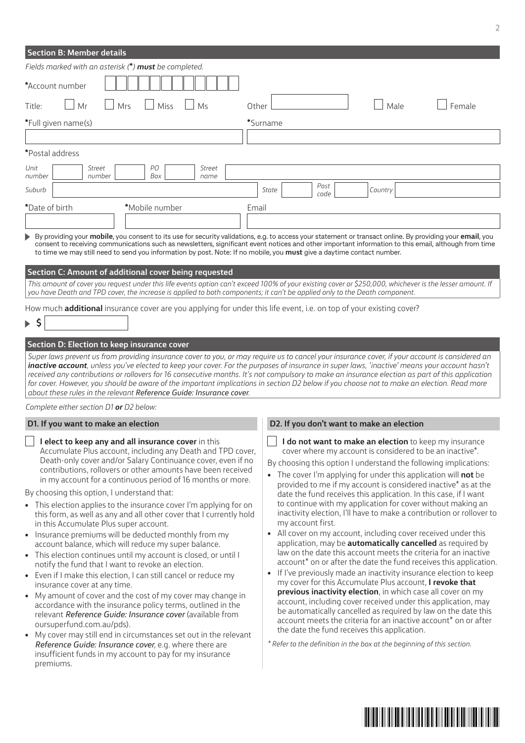## Section B: Member details

*Fields marked with an asterisk (*) **must** be completed.*

*Account number

Title: ☐ Mr ☐ Mrs ☐ Miss ☐ Ms Other ☐ Male ☐ Female

*Full given name(s) *Surname

*Postal address

*Unit number* *Street number* *PO Box* *Street name*

*Suburb* *State* *Post code* *Country*

*Date of birth *Mobile number Email

By providing your **mobile**, you consent to its use for security validations, e.g. to access your statement or transact online. By providing your **email**, you consent to receiving communications such as newsletters, significant event notices and other important information to this email, although from time to time we may still need to send you information by post. Note: If no mobile, you **must** give a daytime contact number.

## Section C: Amount of additional cover being requested

*This amount of cover you request under this life events option can't exceed 100% of your existing cover or $250,000, whichever is the lesser amount. If you have Death and TPD cover, the increase is applied to both components; it can't be applied only to the Death component.*

How much **additional** insurance cover are you applying for under this life event, i.e. on top of your existing cover?

$

## Section D: Election to keep insurance cover

*Super laws prevent us from providing insurance cover to you, or may require us to cancel your insurance cover, if your account is considered an **inactive account**, unless you've elected to keep your cover. For the purposes of insurance in super laws, 'inactive' means your account hasn't received any contributions or rollovers for 16 consecutive months. It's not compulsory to make an insurance election as part of this application for cover. However, you should be aware of the important implications in section D2 below if you choose not to make an election. Read more about these rules in the relevant Reference Guide: Insurance cover.*

*Complete either section D1 **or** D2 below:*

### D1. If you want to make an election

☐ **I elect to keep any and all insurance cover** in this Accumulate Plus account, including any Death and TPD cover, Death-only cover and/or Salary Continuance cover, even if no contributions, rollovers or other amounts have been received in my account for a continuous period of 16 months or more.

By choosing this option, I understand that:

- This election applies to the insurance cover I'm applying for on this form, as well as any and all other cover that I currently hold in this Accumulate Plus super account.
- Insurance premiums will be deducted monthly from my account balance, which will reduce my super balance.
- This election continues until my account is closed, or until I notify the fund that I want to revoke an election.
- Even if I make this election, I can still cancel or reduce my insurance cover at any time.
- My amount of cover and the cost of my cover may change in accordance with the insurance policy terms, outlined in the relevant *Reference Guide: Insurance cover* (available from oursuperfund.com.au/pds).
- My cover may still end in circumstances set out in the relevant *Reference Guide: Insurance cover*, e.g. where there are insufficient funds in my account to pay for my insurance premiums.

### D2. If you don't want to make an election

☐ **I do not want to make an election** to keep my insurance cover where my account is considered to be an inactive*.

By choosing this option I understand the following implications:

- The cover I'm applying for under this application will **not** be provided to me if my account is considered inactive* as at the date the fund receives this application. In this case, if I want to continue with my application for cover without making an inactivity election, I'll have to make a contribution or rollover to my account first.
- All cover on my account, including cover received under this application, may be **automatically cancelled** as required by law on the date this account meets the criteria for an inactive account* on or after the date the fund receives this application.
- If I've previously made an inactivity insurance election to keep my cover for this Accumulate Plus account, **I revoke that previous inactivity election**, in which case all cover on my account, including cover received under this application, may be automatically cancelled as required by law on the date this account meets the criteria for an inactive account* on or after the date the fund receives this application.

*\* Refer to the definition in the box at the beginning of this section.*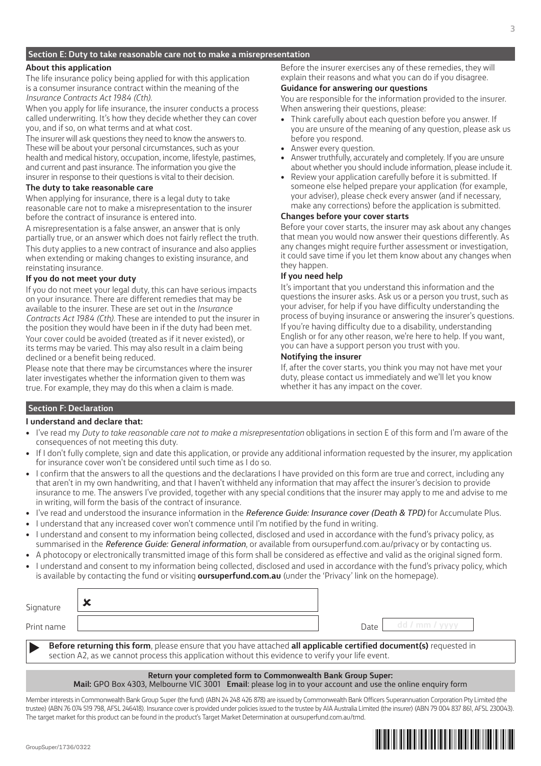## Section E: Duty to take reasonable care not to make a misrepresentation

### About this application

The life insurance policy being applied for with this application is a consumer insurance contract within the meaning of the *Insurance Contracts Act 1984 (Cth)*.

When you apply for life insurance, the insurer conducts a process called underwriting. It's how they decide whether they can cover you, and if so, on what terms and at what cost.

The insurer will ask questions they need to know the answers to. These will be about your personal circumstances, such as your health and medical history, occupation, income, lifestyle, pastimes, and current and past insurance. The information you give the insurer in response to their questions is vital to their decision.

### The duty to take reasonable care

When applying for insurance, there is a legal duty to take reasonable care not to make a misrepresentation to the insurer before the contract of insurance is entered into.

A misrepresentation is a false answer, an answer that is only partially true, or an answer which does not fairly reflect the truth.

This duty applies to a new contract of insurance and also applies when extending or making changes to existing insurance, and reinstating insurance.

### If you do not meet your duty

If you do not meet your legal duty, this can have serious impacts on your insurance. There are different remedies that may be available to the insurer. These are set out in the *Insurance Contracts Act 1984 (Cth)*. These are intended to put the insurer in the position they would have been in if the duty had been met.

Your cover could be avoided (treated as if it never existed), or its terms may be varied. This may also result in a claim being declined or a benefit being reduced.

Please note that there may be circumstances where the insurer later investigates whether the information given to them was true. For example, they may do this when a claim is made.

Before the insurer exercises any of these remedies, they will explain their reasons and what you can do if you disagree.

### Guidance for answering our questions

You are responsible for the information provided to the insurer. When answering their questions, please:

- Think carefully about each question before you answer. If you are unsure of the meaning of any question, please ask us before you respond.
- Answer every question.
- Answer truthfully, accurately and completely. If you are unsure about whether you should include information, please include it.
- Review your application carefully before it is submitted. If someone else helped prepare your application (for example, your adviser), please check every answer (and if necessary, make any corrections) before the application is submitted.

### Changes before your cover starts

Before your cover starts, the insurer may ask about any changes that mean you would now answer their questions differently. As any changes might require further assessment or investigation, it could save time if you let them know about any changes when they happen.

### If you need help

It's important that you understand this information and the questions the insurer asks. Ask us or a person you trust, such as your adviser, for help if you have difficulty understanding the process of buying insurance or answering the insurer's questions.

If you're having difficulty due to a disability, understanding English or for any other reason, we're here to help. If you want, you can have a support person you trust with you.

### Notifying the insurer

If, after the cover starts, you think you may not have met your duty, please contact us immediately and we'll let you know whether it has any impact on the cover.

## Section F: Declaration

### I understand and declare that:

- I've read my *Duty to take reasonable care not to make a misrepresentation* obligations in section E of this form and I'm aware of the consequences of not meeting this duty.
- If I don't fully complete, sign and date this application, or provide any additional information requested by the insurer, my application for insurance cover won't be considered until such time as I do so.
- I confirm that the answers to all the questions and the declarations I have provided on this form are true and correct, including any that aren't in my own handwriting, and that I haven't withheld any information that may affect the insurer's decision to provide insurance to me. The answers I've provided, together with any special conditions that the insurer may apply to me and advise to me in writing, will form the basis of the contract of insurance.
- I've read and understood the insurance information in the ***Reference Guide: Insurance cover (Death & TPD)*** for Accumulate Plus.
- I understand that any increased cover won't commence until I'm notified by the fund in writing.
- I understand and consent to my information being collected, disclosed and used in accordance with the fund's privacy policy, as summarised in the ***Reference Guide: General information***, or available from oursuperfund.com.au/privacy or by contacting us.
- A photocopy or electronically transmitted image of this form shall be considered as effective and valid as the original signed form.
- I understand and consent to my information being collected, disclosed and used in accordance with the fund's privacy policy, which is available by contacting the fund or visiting **oursuperfund.com.au** (under the 'Privacy' link on the homepage).

Signature ✘ ______________________

Print name ______________________ Date dd / mm / yyyy

**Before returning this form**, please ensure that you have attached **all applicable certified document(s)** requested in section A2, as we cannot process this application without this evidence to verify your life event.

**Return your completed form to Commonwealth Bank Group Super:**
**Mail:** GPO Box 4303, Melbourne VIC 3001 **Email**: please log in to your account and use the online enquiry form

Member interests in Commonwealth Bank Group Super (the fund) (ABN 24 248 426 878) are issued by Commonwealth Bank Officers Superannuation Corporation Pty Limited (the trustee) (ABN 76 074 519 798, AFSL 246418). Insurance cover is provided under policies issued to the trustee by AIA Australia Limited (the insurer) (ABN 79 004 837 861, AFSL 230043). The target market for this product can be found in the product's Target Market Determination at oursuperfund.com.au/tmd.

GroupSuper/1736/0322